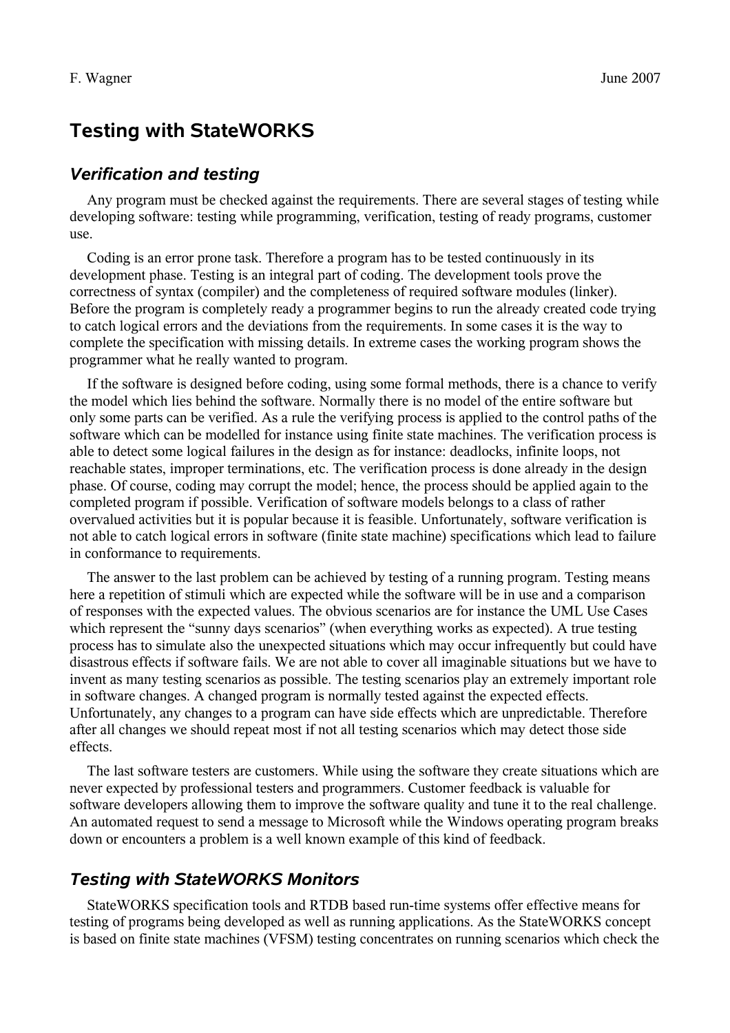F. Wagner June 2007

# Testing with StateWORKS

## Verification and testing

Any program must be checked against the requirements. There are several stages of testing while developing software: testing while programming, verification, testing of ready programs, customer use.

Coding is an error prone task. Therefore a program has to be tested continuously in its development phase. Testing is an integral part of coding. The development tools prove the correctness of syntax (compiler) and the completeness of required software modules (linker). Before the program is completely ready a programmer begins to run the already created code trying to catch logical errors and the deviations from the requirements. In some cases it is the way to complete the specification with missing details. In extreme cases the working program shows the programmer what he really wanted to program.

If the software is designed before coding, using some formal methods, there is a chance to verify the model which lies behind the software. Normally there is no model of the entire software but only some parts can be verified. As a rule the verifying process is applied to the control paths of the software which can be modelled for instance using finite state machines. The verification process is able to detect some logical failures in the design as for instance: deadlocks, infinite loops, not reachable states, improper terminations, etc. The verification process is done already in the design phase. Of course, coding may corrupt the model; hence, the process should be applied again to the completed program if possible. Verification of software models belongs to a class of rather overvalued activities but it is popular because it is feasible. Unfortunately, software verification is not able to catch logical errors in software (finite state machine) specifications which lead to failure in conformance to requirements.

The answer to the last problem can be achieved by testing of a running program. Testing means here a repetition of stimuli which are expected while the software will be in use and a comparison of responses with the expected values. The obvious scenarios are for instance the UML Use Cases which represent the "sunny days scenarios" (when everything works as expected). A true testing process has to simulate also the unexpected situations which may occur infrequently but could have disastrous effects if software fails. We are not able to cover all imaginable situations but we have to invent as many testing scenarios as possible. The testing scenarios play an extremely important role in software changes. A changed program is normally tested against the expected effects. Unfortunately, any changes to a program can have side effects which are unpredictable. Therefore after all changes we should repeat most if not all testing scenarios which may detect those side effects.

The last software testers are customers. While using the software they create situations which are never expected by professional testers and programmers. Customer feedback is valuable for software developers allowing them to improve the software quality and tune it to the real challenge. An automated request to send a message to Microsoft while the Windows operating program breaks down or encounters a problem is a well known example of this kind of feedback.

## Testing with StateWORKS Monitors

StateWORKS specification tools and RTDB based run-time systems offer effective means for testing of programs being developed as well as running applications. As the StateWORKS concept is based on finite state machines (VFSM) testing concentrates on running scenarios which check the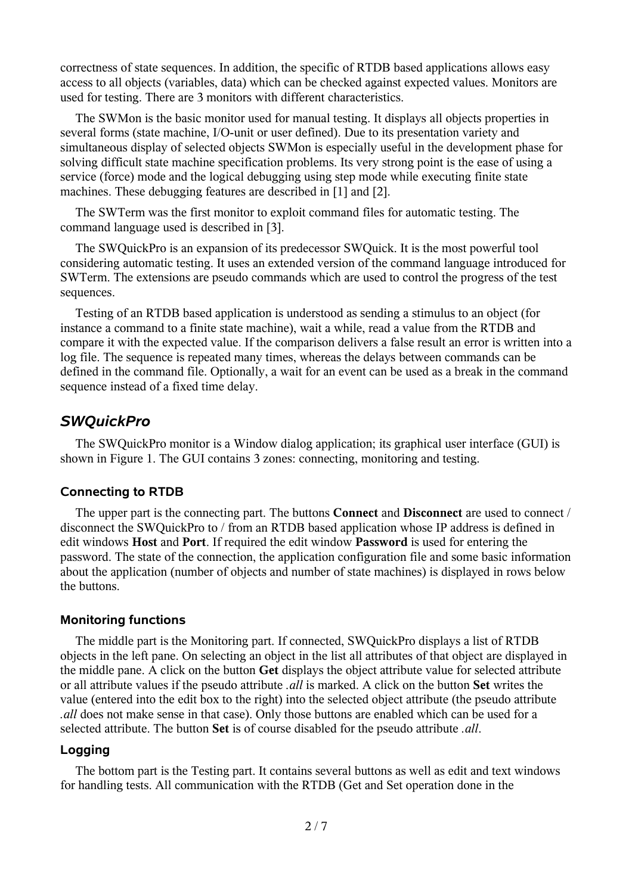correctness of state sequences. In addition, the specific of RTDB based applications allows easy access to all objects (variables, data) which can be checked against expected values. Monitors are used for testing. There are 3 monitors with different characteristics.

The SWMon is the basic monitor used for manual testing. It displays all objects properties in several forms (state machine, I/O-unit or user defined). Due to its presentation variety and simultaneous display of selected objects SWMon is especially useful in the development phase for solving difficult state machine specification problems. Its very strong point is the ease of using a service (force) mode and the logical debugging using step mode while executing finite state machines. These debugging features are described in [1] and [2].

The SWTerm was the first monitor to exploit command files for automatic testing. The command language used is described in [3].

The SWQuickPro is an expansion of its predecessor SWQuick. It is the most powerful tool considering automatic testing. It uses an extended version of the command language introduced for SWTerm. The extensions are pseudo commands which are used to control the progress of the test sequences.

Testing of an RTDB based application is understood as sending a stimulus to an object (for instance a command to a finite state machine), wait a while, read a value from the RTDB and compare it with the expected value. If the comparison delivers a false result an error is written into a log file. The sequence is repeated many times, whereas the delays between commands can be defined in the command file. Optionally, a wait for an event can be used as a break in the command sequence instead of a fixed time delay.

## *SWQuickPro*

The SWQuickPro monitor is a Window dialog application; its graphical user interface (GUI) is shown in Figure 1. The GUI contains 3 zones: connecting, monitoring and testing.

### Connecting to RTDB

The upper part is the connecting part. The buttons **Connect** and **Disconnect** are used to connect / disconnect the SWQuickPro to / from an RTDB based application whose IP address is defined in edit windows **Host** and **Port**. If required the edit window **Password** is used for entering the password. The state of the connection, the application configuration file and some basic information about the application (number of objects and number of state machines) is displayed in rows below the buttons.

### Monitoring functions

The middle part is the Monitoring part. If connected, SWQuickPro displays a list of RTDB objects in the left pane. On selecting an object in the list all attributes of that object are displayed in the middle pane. A click on the button **Get** displays the object attribute value for selected attribute or all attribute values if the pseudo attribute *.all* is marked. A click on the button **Set** writes the value (entered into the edit box to the right) into the selected object attribute (the pseudo attribute *.all* does not make sense in that case). Only those buttons are enabled which can be used for a selected attribute. The button **Set** is of course disabled for the pseudo attribute *.all*.

### Logging

The bottom part is the Testing part. It contains several buttons as well as edit and text windows for handling tests. All communication with the RTDB (Get and Set operation done in the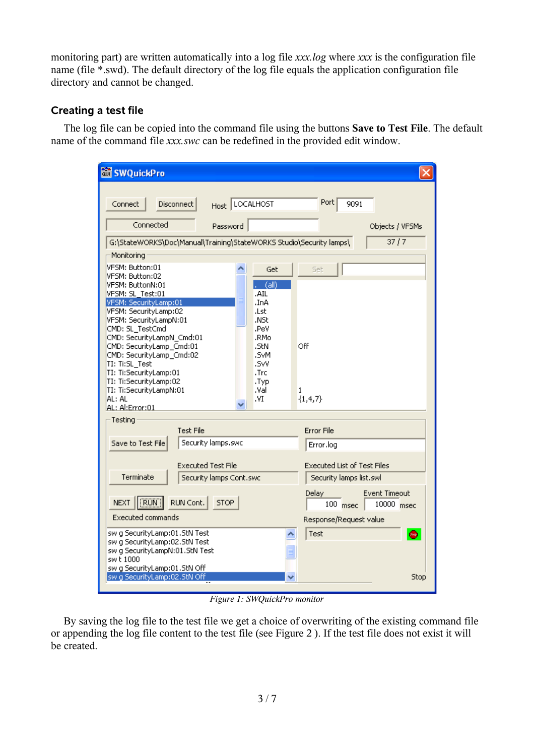monitoring part) are written automatically into a log file *xxx.log* where *xxx* is the configuration file name (file *.swd). The default directory of the log file equals the application configuration file directory and cannot be changed.

## Creating a test file

The log file can be copied into the command file using the buttons **Save to Test File**. The default name of the command file *xxx.swc* can be redefined in the provided edit window.

*Figure 1: SWQuickPro monitor*

By saving the log file to the test file we get a choice of overwriting of the existing command file or appending the log file content to the test file (see Figure 2 ). If the test file does not exist it will be created.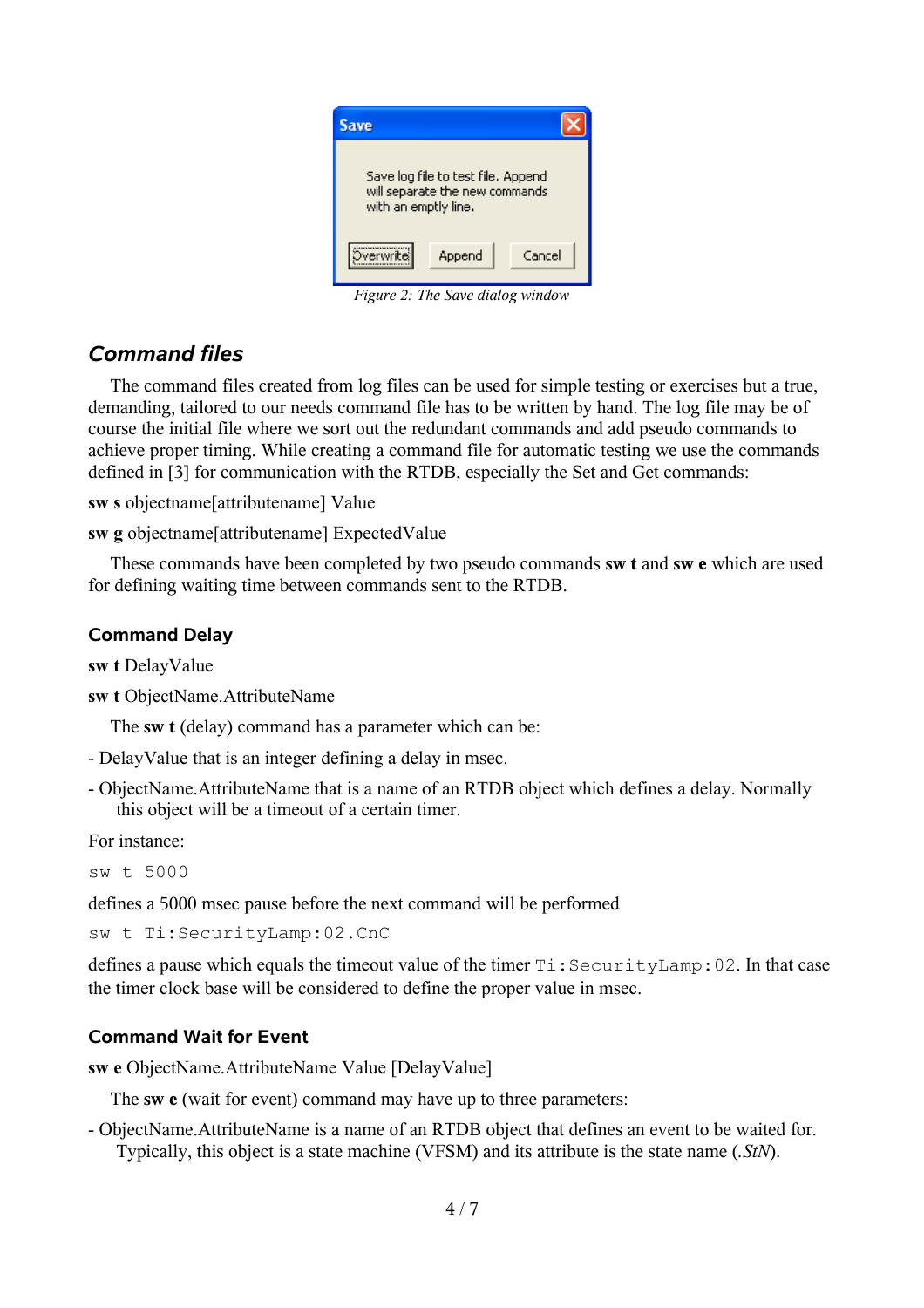Figure 2: The Save dialog window

## Command files

The command files created from log files can be used for simple testing or exercises but a true, demanding, tailored to our needs command file has to be written by hand. The log file may be of course the initial file where we sort out the redundant commands and add pseudo commands to achieve proper timing. While creating a command file for automatic testing we use the commands defined in [3] for communication with the RTDB, especially the Set and Get commands:

**sw s** objectname[attributename] Value

**sw g** objectname[attributename] ExpectedValue

These commands have been completed by two pseudo commands **sw t** and **sw e** which are used for defining waiting time between commands sent to the RTDB.

### Command Delay

**sw t** DelayValue

**sw t** ObjectName.AttributeName

The **sw t** (delay) command has a parameter which can be:

- DelayValue that is an integer defining a delay in msec.
- ObjectName.AttributeName that is a name of an RTDB object which defines a delay. Normally this object will be a timeout of a certain timer.

For instance:

```
sw t 5000
```

defines a 5000 msec pause before the next command will be performed

```
sw t Ti:SecurityLamp:02.CnC
```

defines a pause which equals the timeout value of the timer `Ti:SecurityLamp:02`. In that case the timer clock base will be considered to define the proper value in msec.

### Command Wait for Event

**sw e** ObjectName.AttributeName Value [DelayValue]

The **sw e** (wait for event) command may have up to three parameters:

- ObjectName.AttributeName is a name of an RTDB object that defines an event to be waited for. Typically, this object is a state machine (VFSM) and its attribute is the state name (*.StN*).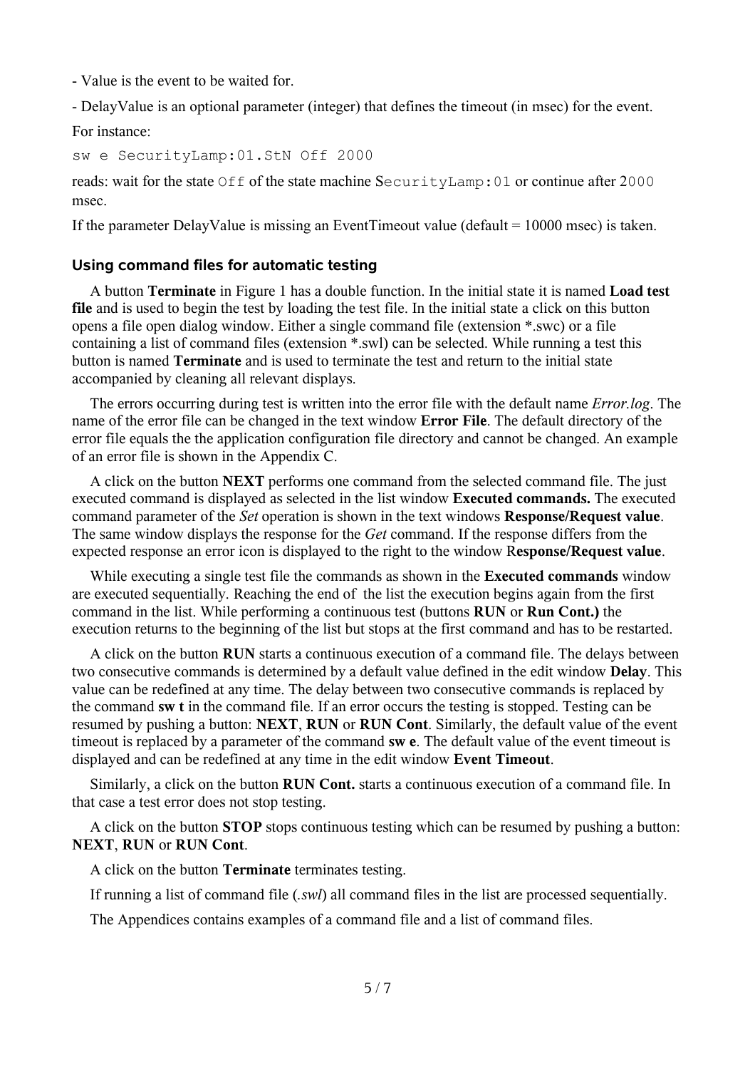- Value is the event to be waited for.

- DelayValue is an optional parameter (integer) that defines the timeout (in msec) for the event.

For instance:

```
sw e SecurityLamp:01.StN Off 2000
```

reads: wait for the state `Off` of the state machine `SecurityLamp:01` or continue after 2000 msec.

If the parameter DelayValue is missing an EventTimeout value (default = 10000 msec) is taken.

### Using command files for automatic testing

A button **Terminate** in Figure 1 has a double function. In the initial state it is named **Load test file** and is used to begin the test by loading the test file. In the initial state a click on this button opens a file open dialog window. Either a single command file (extension *.swc) or a file containing a list of command files (extension *.swl) can be selected. While running a test this button is named **Terminate** and is used to terminate the test and return to the initial state accompanied by cleaning all relevant displays.

The errors occurring during test is written into the error file with the default name *Error.log*. The name of the error file can be changed in the text window **Error File**. The default directory of the error file equals the the application configuration file directory and cannot be changed. An example of an error file is shown in the Appendix C.

A click on the button **NEXT** performs one command from the selected command file. The just executed command is displayed as selected in the list window **Executed commands.** The executed command parameter of the *Set* operation is shown in the text windows **Response/Request value**. The same window displays the response for the *Get* command. If the response differs from the expected response an error icon is displayed to the right to the window R**esponse/Request value**.

While executing a single test file the commands as shown in the **Executed commands** window are executed sequentially. Reaching the end of the list the execution begins again from the first command in the list. While performing a continuous test (buttons **RUN** or **Run Cont.)** the execution returns to the beginning of the list but stops at the first command and has to be restarted.

A click on the button **RUN** starts a continuous execution of a command file. The delays between two consecutive commands is determined by a default value defined in the edit window **Delay**. This value can be redefined at any time. The delay between two consecutive commands is replaced by the command **sw t** in the command file. If an error occurs the testing is stopped. Testing can be resumed by pushing a button: **NEXT**, **RUN** or **RUN Cont**. Similarly, the default value of the event timeout is replaced by a parameter of the command **sw e**. The default value of the event timeout is displayed and can be redefined at any time in the edit window **Event Timeout**.

Similarly, a click on the button **RUN Cont.** starts a continuous execution of a command file. In that case a test error does not stop testing.

A click on the button **STOP** stops continuous testing which can be resumed by pushing a button: **NEXT**, **RUN** or **RUN Cont**.

A click on the button **Terminate** terminates testing.

If running a list of command file (*.swl*) all command files in the list are processed sequentially.

The Appendices contains examples of a command file and a list of command files.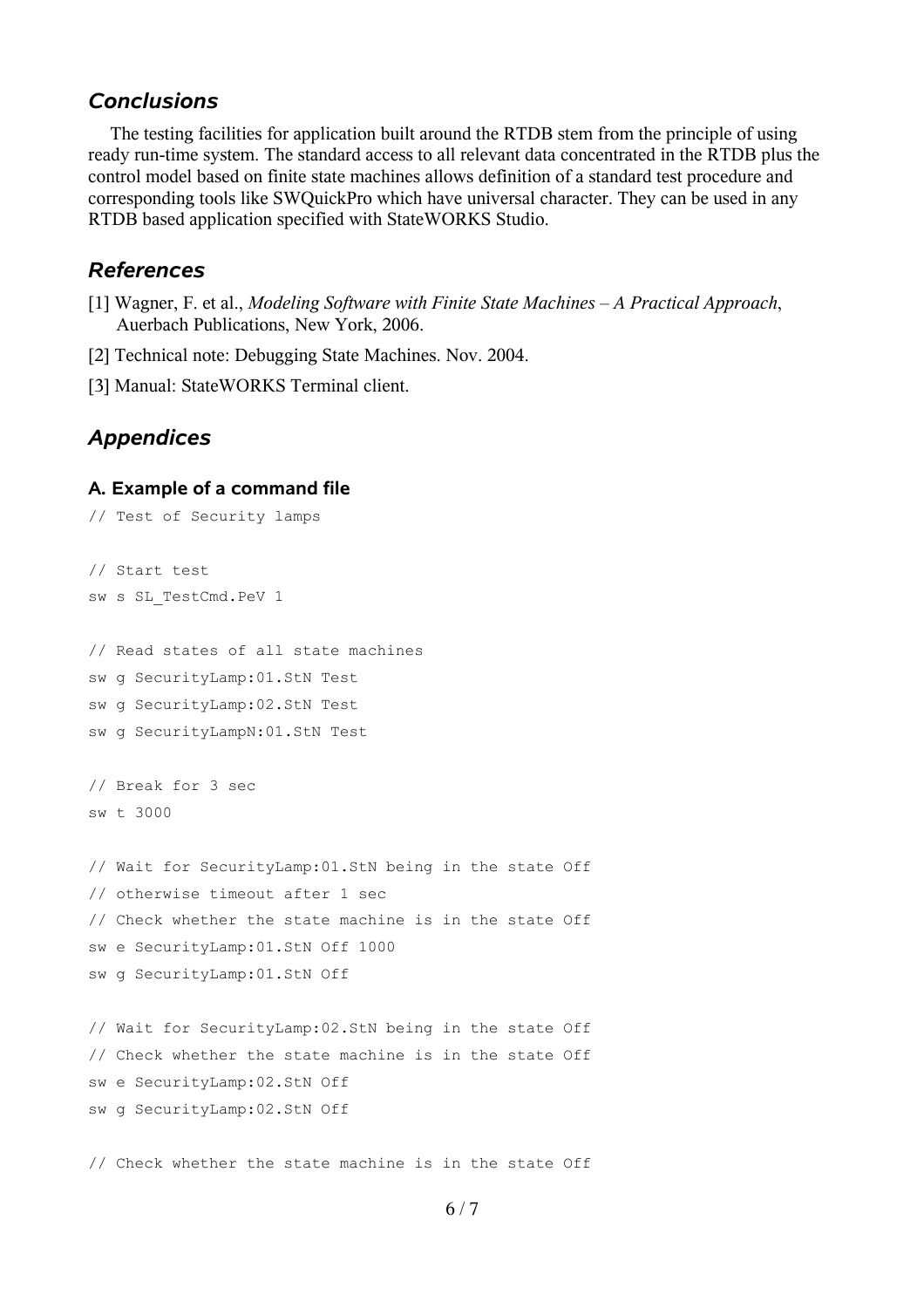## *Conclusions*

The testing facilities for application built around the RTDB stem from the principle of using ready run-time system. The standard access to all relevant data concentrated in the RTDB plus the control model based on finite state machines allows definition of a standard test procedure and corresponding tools like SWQuickPro which have universal character. They can be used in any RTDB based application specified with StateWORKS Studio.

## *References*

[1] Wagner, F. et al., *Modeling Software with Finite State Machines – A Practical Approach*, Auerbach Publications, New York, 2006.

[2] Technical note: Debugging State Machines. Nov. 2004.

[3] Manual: StateWORKS Terminal client.

## *Appendices*

### A. Example of a command file

```
// Test of Security lamps

// Start test
sw s SL_TestCmd.PeV 1

// Read states of all state machines
sw g SecurityLamp:01.StN Test
sw g SecurityLamp:02.StN Test
sw g SecurityLampN:01.StN Test

// Break for 3 sec
sw t 3000

// Wait for SecurityLamp:01.StN being in the state Off
// otherwise timeout after 1 sec
// Check whether the state machine is in the state Off
sw e SecurityLamp:01.StN Off 1000
sw g SecurityLamp:01.StN Off

// Wait for SecurityLamp:02.StN being in the state Off
// Check whether the state machine is in the state Off
sw e SecurityLamp:02.StN Off
sw g SecurityLamp:02.StN Off

// Check whether the state machine is in the state Off
```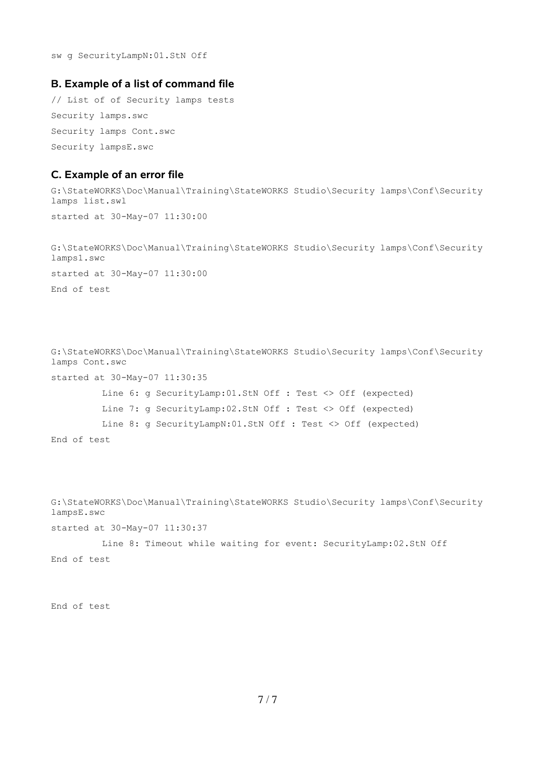```
sw g SecurityLampN:01.StN Off
```

### B. Example of a list of command file

```
// List of of Security lamps tests
Security lamps.swc
Security lamps Cont.swc
Security lampsE.swc
```

### C. Example of an error file

```
G:\StateWORKS\Doc\Manual\Training\StateWORKS Studio\Security lamps\Conf\Security lamps list.swl
started at 30-May-07 11:30:00

G:\StateWORKS\Doc\Manual\Training\StateWORKS Studio\Security lamps\Conf\Security lamps1.swc
started at 30-May-07 11:30:00
End of test



G:\StateWORKS\Doc\Manual\Training\StateWORKS Studio\Security lamps\Conf\Security lamps Cont.swc
started at 30-May-07 11:30:35
        Line 6: g SecurityLamp:01.StN Off : Test <> Off (expected)
        Line 7: g SecurityLamp:02.StN Off : Test <> Off (expected)
        Line 8: g SecurityLampN:01.StN Off : Test <> Off (expected)
End of test



G:\StateWORKS\Doc\Manual\Training\StateWORKS Studio\Security lamps\Conf\Security lampsE.swc
started at 30-May-07 11:30:37
        Line 8: Timeout while waiting for event: SecurityLamp:02.StN Off
End of test


End of test
```